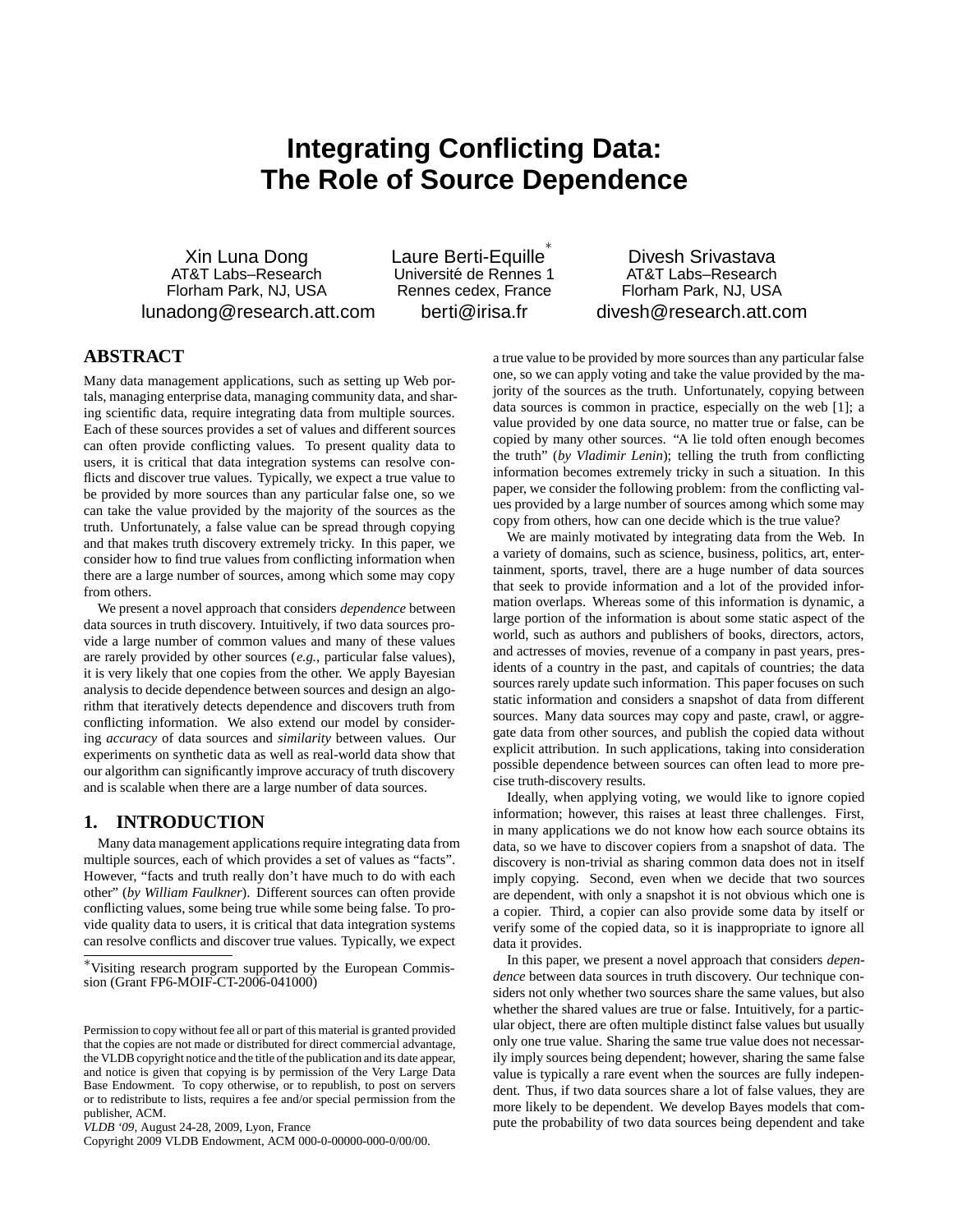# Integrating Conflicting Data: The Role of Source Dependence

Xin Luna Dong
AT&T Labs–Research
Florham Park, NJ, USA
lunadong@research.att.com

Laure Berti-Equille*
Université de Rennes 1
Rennes cedex, France
berti@irisa.fr

Divesh Srivastava
AT&T Labs–Research
Florham Park, NJ, USA
divesh@research.att.com

## ABSTRACT

Many data management applications, such as setting up Web portals, managing enterprise data, managing community data, and sharing scientific data, require integrating data from multiple sources. Each of these sources provides a set of values and different sources can often provide conflicting values. To present quality data to users, it is critical that data integration systems can resolve conflicts and discover true values. Typically, we expect a true value to be provided by more sources than any particular false one, so we can take the value provided by the majority of the sources as the truth. Unfortunately, a false value can be spread through copying and that makes truth discovery extremely tricky. In this paper, we consider how to find true values from conflicting information when there are a large number of sources, among which some may copy from others.

We present a novel approach that considers *dependence* between data sources in truth discovery. Intuitively, if two data sources provide a large number of common values and many of these values are rarely provided by other sources (*e.g.*, particular false values), it is very likely that one copies from the other. We apply Bayesian analysis to decide dependence between sources and design an algorithm that iteratively detects dependence and discovers truth from conflicting information. We also extend our model by considering *accuracy* of data sources and *similarity* between values. Our experiments on synthetic data as well as real-world data show that our algorithm can significantly improve accuracy of truth discovery and is scalable when there are a large number of data sources.

## 1. INTRODUCTION

Many data management applications require integrating data from multiple sources, each of which provides a set of values as "facts". However, "facts and truth really don't have much to do with each other" (*by William Faulkner*). Different sources can often provide conflicting values, some being true while some being false. To provide quality data to users, it is critical that data integration systems can resolve conflicts and discover true values. Typically, we expect a true value to be provided by more sources than any particular false one, so we can apply voting and take the value provided by the majority of the sources as the truth. Unfortunately, copying between data sources is common in practice, especially on the web [1]; a value provided by one data source, no matter true or false, can be copied by many other sources. "A lie told often enough becomes the truth" (*by Vladimir Lenin*); telling the truth from conflicting information becomes extremely tricky in such a situation. In this paper, we consider the following problem: from the conflicting values provided by a large number of sources among which some may copy from others, how can one decide which is the true value?

We are mainly motivated by integrating data from the Web. In a variety of domains, such as science, business, politics, art, entertainment, sports, travel, there are a huge number of data sources that seek to provide information and a lot of the provided information overlaps. Whereas some of this information is dynamic, a large portion of the information is about some static aspect of the world, such as authors and publishers of books, directors, actors, and actresses of movies, revenue of a company in past years, presidents of a country in the past, and capitals of countries; the data sources rarely update such information. This paper focuses on such static information and considers a snapshot of data from different sources. Many data sources may copy and paste, crawl, or aggregate data from other sources, and publish the copied data without explicit attribution. In such applications, taking into consideration possible dependence between sources can often lead to more precise truth-discovery results.

Ideally, when applying voting, we would like to ignore copied information; however, this raises at least three challenges. First, in many applications we do not know how each source obtains its data, so we have to discover copiers from a snapshot of data. The discovery is non-trivial as sharing common data does not in itself imply copying. Second, even when we decide that two sources are dependent, with only a snapshot it is not obvious which one is a copier. Third, a copier can also provide some data by itself or verify some of the copied data, so it is inappropriate to ignore all data it provides.

In this paper, we present a novel approach that considers *dependence* between data sources in truth discovery. Our technique considers not only whether two sources share the same values, but also whether the shared values are true or false. Intuitively, for a particular object, there are often multiple distinct false values but usually only one true value. Sharing the same true value does not necessarily imply sources being dependent; however, sharing the same false value is typically a rare event when the sources are fully independent. Thus, if two data sources share a lot of false values, they are more likely to be dependent. We develop Bayes models that compute the probability of two data sources being dependent and take

*Visiting research program supported by the European Commission (Grant FP6-MOIF-CT-2006-041000)

Permission to copy without fee all or part of this material is granted provided that the copies are not made or distributed for direct commercial advantage, the VLDB copyright notice and the title of the publication and its date appear, and notice is given that copying is by permission of the Very Large Data Base Endowment. To copy otherwise, or to republish, to post on servers or to redistribute to lists, requires a fee and/or special permission from the publisher, ACM.
*VLDB '09*, August 24-28, 2009, Lyon, France
Copyright 2009 VLDB Endowment, ACM 000-0-00000-000-0/00/00.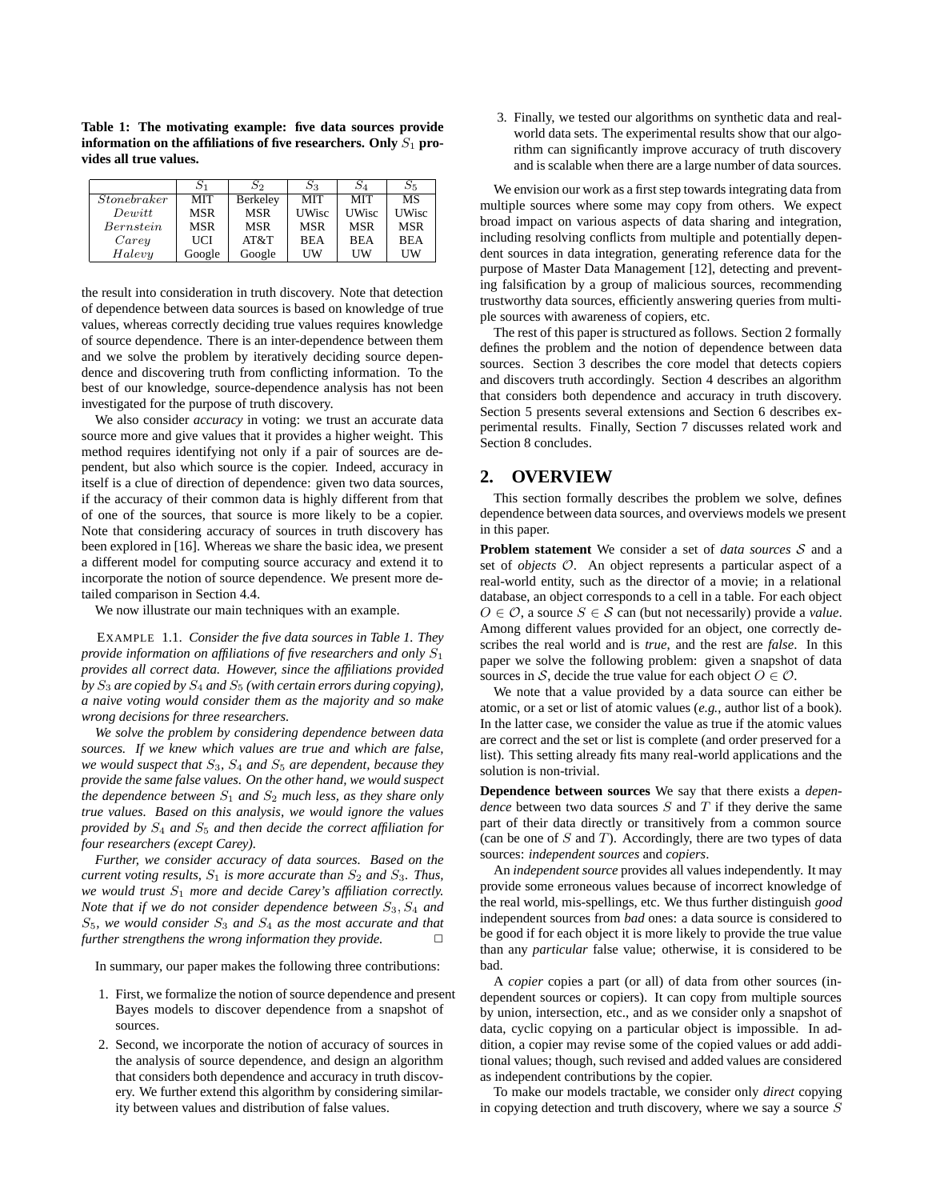**Table 1: The motivating example: five data sources provide information on the affiliations of five researchers. Only $S_1$ provides all true values.**

| | $S_1$ | $S_2$ | $S_3$ | $S_4$ | $S_5$ |
|---|---|---|---|---|---|
| *Stonebraker* | MIT | Berkeley | MIT | MIT | MS |
| *Dewitt* | MSR | MSR | UWisc | UWisc | UWisc |
| *Bernstein* | MSR | MSR | MSR | MSR | MSR |
| *Carey* | UCI | AT&T | BEA | BEA | BEA |
| *Halevy* | Google | Google | UW | UW | UW |

the result into consideration in truth discovery. Note that detection of dependence between data sources is based on knowledge of true values, whereas correctly deciding true values requires knowledge of source dependence. There is an inter-dependence between them and we solve the problem by iteratively deciding source dependence and discovering truth from conflicting information. To the best of our knowledge, source-dependence analysis has not been investigated for the purpose of truth discovery.

We also consider *accuracy* in voting: we trust an accurate data source more and give values that it provides a higher weight. This method requires identifying not only if a pair of sources are dependent, but also which source is the copier. Indeed, accuracy in itself is a clue of direction of dependence: given two data sources, if the accuracy of their common data is highly different from that of one of the sources, that source is more likely to be a copier. Note that considering accuracy of sources in truth discovery has been explored in [16]. Whereas we share the basic idea, we present a different model for computing source accuracy and extend it to incorporate the notion of source dependence. We present more detailed comparison in Section 4.4.

We now illustrate our main techniques with an example.

EXAMPLE 1.1. *Consider the five data sources in Table 1. They provide information on affiliations of five researchers and only $S_1$ provides all correct data. However, since the affiliations provided by $S_3$ are copied by $S_4$ and $S_5$ (with certain errors during copying), a naive voting would consider them as the majority and so make wrong decisions for three researchers.*

*We solve the problem by considering dependence between data sources. If we knew which values are true and which are false, we would suspect that $S_3$, $S_4$ and $S_5$ are dependent, because they provide the same false values. On the other hand, we would suspect the dependence between $S_1$ and $S_2$ much less, as they share only true values. Based on this analysis, we would ignore the values provided by $S_4$ and $S_5$ and then decide the correct affiliation for four researchers (except Carey).*

*Further, we consider accuracy of data sources. Based on the current voting results, $S_1$ is more accurate than $S_2$ and $S_3$. Thus, we would trust $S_1$ more and decide Carey's affiliation correctly. Note that if we do not consider dependence between $S_3, S_4$ and $S_5$, we would consider $S_3$ and $S_4$ as the most accurate and that further strengthens the wrong information they provide.* □

In summary, our paper makes the following three contributions:

1. First, we formalize the notion of source dependence and present Bayes models to discover dependence from a snapshot of sources.
2. Second, we incorporate the notion of accuracy of sources in the analysis of source dependence, and design an algorithm that considers both dependence and accuracy in truth discovery. We further extend this algorithm by considering similarity between values and distribution of false values.
3. Finally, we tested our algorithms on synthetic data and real-world data sets. The experimental results show that our algorithm can significantly improve accuracy of truth discovery and is scalable when there are a large number of data sources.

We envision our work as a first step towards integrating data from multiple sources where some may copy from others. We expect broad impact on various aspects of data sharing and integration, including resolving conflicts from multiple and potentially dependent sources in data integration, generating reference data for the purpose of Master Data Management [12], detecting and preventing falsification by a group of malicious sources, recommending trustworthy data sources, efficiently answering queries from multiple sources with awareness of copiers, etc.

The rest of this paper is structured as follows. Section 2 formally defines the problem and the notion of dependence between data sources. Section 3 describes the core model that detects copiers and discovers truth accordingly. Section 4 describes an algorithm that considers both dependence and accuracy in truth discovery. Section 5 presents several extensions and Section 6 describes experimental results. Finally, Section 7 discusses related work and Section 8 concludes.

## 2. OVERVIEW

This section formally describes the problem we solve, defines dependence between data sources, and overviews models we present in this paper.

**Problem statement** We consider a set of *data sources* $\mathcal{S}$ and a set of *objects* $\mathcal{O}$. An object represents a particular aspect of a real-world entity, such as the director of a movie; in a relational database, an object corresponds to a cell in a table. For each object $O \in \mathcal{O}$, a source $S \in \mathcal{S}$ can (but not necessarily) provide a *value*. Among different values provided for an object, one correctly describes the real world and is *true*, and the rest are *false*. In this paper we solve the following problem: given a snapshot of data sources in $\mathcal{S}$, decide the true value for each object $O \in \mathcal{O}$.

We note that a value provided by a data source can either be atomic, or a set or list of atomic values (*e.g.*, author list of a book). In the latter case, we consider the value as true if the atomic values are correct and the set or list is complete (and order preserved for a list). This setting already fits many real-world applications and the solution is non-trivial.

**Dependence between sources** We say that there exists a *dependence* between two data sources $S$ and $T$ if they derive the same part of their data directly or transitively from a common source (can be one of $S$ and $T$). Accordingly, there are two types of data sources: *independent sources* and *copiers*.

An *independent source* provides all values independently. It may provide some erroneous values because of incorrect knowledge of the real world, mis-spellings, etc. We thus further distinguish *good* independent sources from *bad* ones: a data source is considered to be good if for each object it is more likely to provide the true value than any *particular* false value; otherwise, it is considered to be bad.

A *copier* copies a part (or all) of data from other sources (independent sources or copiers). It can copy from multiple sources by union, intersection, etc., and as we consider only a snapshot of data, cyclic copying on a particular object is impossible. In addition, a copier may revise some of the copied values or add additional values; though, such revised and added values are considered as independent contributions by the copier.

To make our models tractable, we consider only *direct* copying in copying detection and truth discovery, where we say a source $S$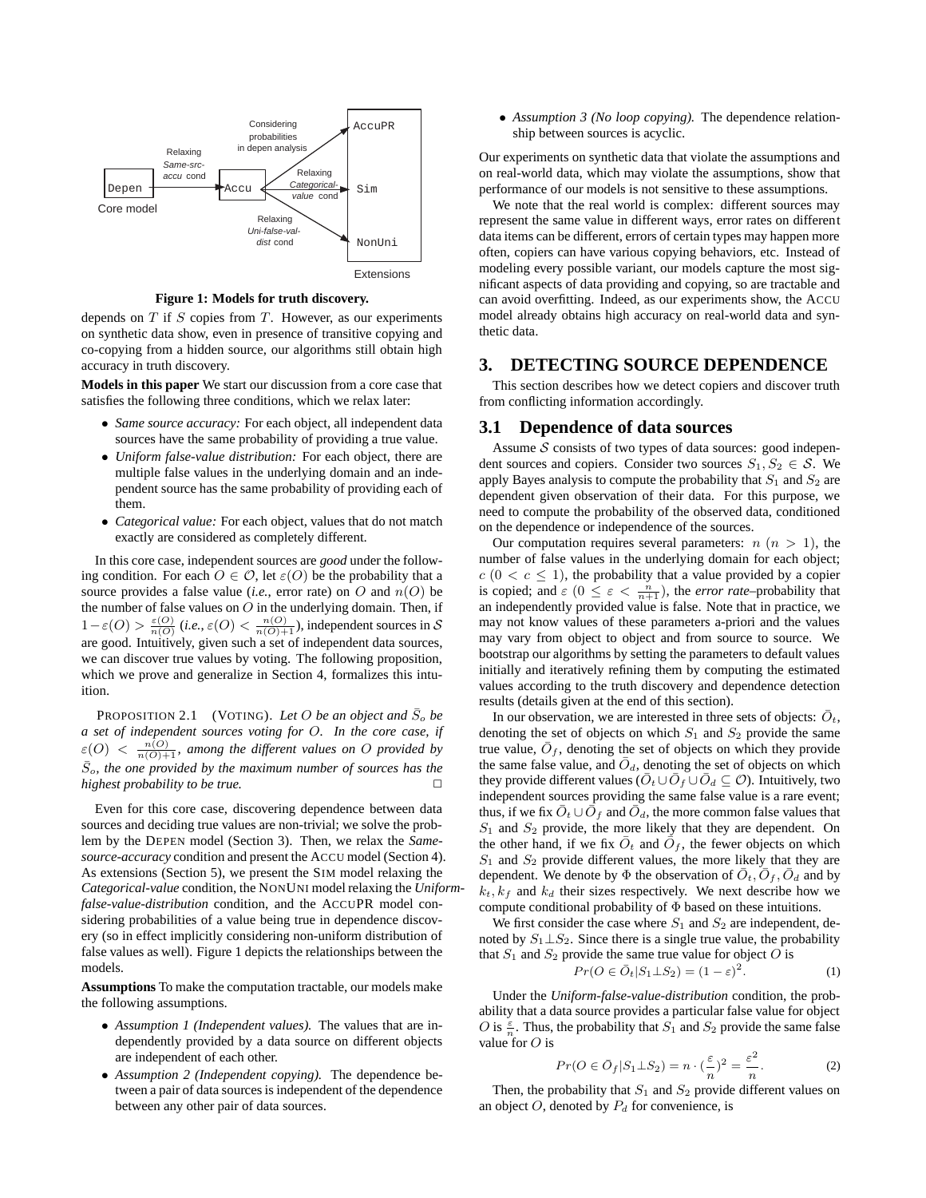Figure 1: Models for truth discovery.

depends on $T$ if $S$ copies from $T$. However, as our experiments on synthetic data show, even in presence of transitive copying and co-copying from a hidden source, our algorithms still obtain high accuracy in truth discovery.

**Models in this paper** We start our discussion from a core case that satisfies the following three conditions, which we relax later:

- *Same source accuracy:* For each object, all independent data sources have the same probability of providing a true value.
- *Uniform false-value distribution:* For each object, there are multiple false values in the underlying domain and an independent source has the same probability of providing each of them.
- *Categorical value:* For each object, values that do not match exactly are considered as completely different.

In this core case, independent sources are *good* under the following condition. For each $O \in \mathcal{O}$, let $\varepsilon(O)$ be the probability that a source provides a false value (*i.e.*, error rate) on $O$ and $n(O)$ be the number of false values on $O$ in the underlying domain. Then, if $1-\varepsilon(O) > \frac{\varepsilon(O)}{n(O)}$ (*i.e.*, $\varepsilon(O) < \frac{n(O)}{n(O)+1}$), independent sources in $\mathcal{S}$ are good. Intuitively, given such a set of independent data sources, we can discover true values by voting. The following proposition, which we prove and generalize in Section 4, formalizes this intuition.

PROPOSITION 2.1 (VOTING). *Let $O$ be an object and $\bar{S}_o$ be a set of independent sources voting for $O$. In the core case, if $\varepsilon(O) < \frac{n(O)}{n(O)+1}$, among the different values on $O$ provided by $\bar{S}_o$, the one provided by the maximum number of sources has the highest probability to be true.* □

Even for this core case, discovering dependence between data sources and deciding true values are non-trivial; we solve the problem by the DEPEN model (Section 3). Then, we relax the *Same-source-accuracy* condition and present the ACCU model (Section 4). As extensions (Section 5), we present the SIM model relaxing the *Categorical-value* condition, the NONUNI model relaxing the *Uniform-false-value-distribution* condition, and the ACCUPR model considering probabilities of a value being true in dependence discovery (so in effect implicitly considering non-uniform distribution of false values as well). Figure 1 depicts the relationships between the models.

**Assumptions** To make the computation tractable, our models make the following assumptions.

- *Assumption 1 (Independent values).* The values that are independently provided by a data source on different objects are independent of each other.
- *Assumption 2 (Independent copying).* The dependence between a pair of data sources is independent of the dependence between any other pair of data sources.
- *Assumption 3 (No loop copying).* The dependence relationship between sources is acyclic.

Our experiments on synthetic data that violate the assumptions and on real-world data, which may violate the assumptions, show that performance of our models is not sensitive to these assumptions.

We note that the real world is complex: different sources may represent the same value in different ways, error rates on different data items can be different, errors of certain types may happen more often, copiers can have various copying behaviors, etc. Instead of modeling every possible variant, our models capture the most significant aspects of data providing and copying, so are tractable and can avoid overfitting. Indeed, as our experiments show, the ACCU model already obtains high accuracy on real-world data and synthetic data.

# 3. DETECTING SOURCE DEPENDENCE

This section describes how we detect copiers and discover truth from conflicting information accordingly.

## 3.1 Dependence of data sources

Assume $\mathcal{S}$ consists of two types of data sources: good independent sources and copiers. Consider two sources $S_1, S_2 \in \mathcal{S}$. We apply Bayes analysis to compute the probability that $S_1$ and $S_2$ are dependent given observation of their data. For this purpose, we need to compute the probability of the observed data, conditioned on the dependence or independence of the sources.

Our computation requires several parameters: $n$ ($n > 1$), the number of false values in the underlying domain for each object; $c$ ($0 < c \leq 1$), the probability that a value provided by a copier is copied; and $\varepsilon$ ($0 \leq \varepsilon < \frac{n}{n+1}$), the *error rate*–probability that an independently provided value is false. Note that in practice, we may not know values of these parameters a-priori and the values may vary from object to object and from source to source. We bootstrap our algorithms by setting the parameters to default values initially and iteratively refining them by computing the estimated values according to the truth discovery and dependence detection results (details given at the end of this section).

In our observation, we are interested in three sets of objects: $\bar{O}_t$, denoting the set of objects on which $S_1$ and $S_2$ provide the same true value, $\bar{O}_f$, denoting the set of objects on which they provide the same false value, and $\bar{O}_d$, denoting the set of objects on which they provide different values ($\bar{O}_t \cup \bar{O}_f \cup \bar{O}_d \subseteq \mathcal{O}$). Intuitively, two independent sources providing the same false value is a rare event; thus, if we fix $\bar{O}_t \cup \bar{O}_f$ and $\bar{O}_d$, the more common false values that $S_1$ and $S_2$ provide, the more likely that they are dependent. On the other hand, if we fix $\bar{O}_t$ and $\bar{O}_f$, the fewer objects on which $S_1$ and $S_2$ provide different values, the more likely that they are dependent. We denote by $\Phi$ the observation of $\bar{O}_t, \bar{O}_f, \bar{O}_d$ and by $k_t, k_f$ and $k_d$ their sizes respectively. We next describe how we compute conditional probability of $\Phi$ based on these intuitions.

We first consider the case where $S_1$ and $S_2$ are independent, denoted by $S_1 \perp S_2$. Since there is a single true value, the probability that $S_1$ and $S_2$ provide the same true value for object $O$ is

$$Pr(O \in \bar{O}_t | S_1 \perp S_2) = (1-\varepsilon)^2. \tag{1}$$

Under the *Uniform-false-value-distribution* condition, the probability that a data source provides a particular false value for object $O$ is $\frac{\varepsilon}{n}$. Thus, the probability that $S_1$ and $S_2$ provide the same false value for $O$ is

$$Pr(O \in \bar{O}_f | S_1 \perp S_2) = n \cdot (\frac{\varepsilon}{n})^2 = \frac{\varepsilon^2}{n}. \tag{2}$$

Then, the probability that $S_1$ and $S_2$ provide different values on an object $O$, denoted by $P_d$ for convenience, is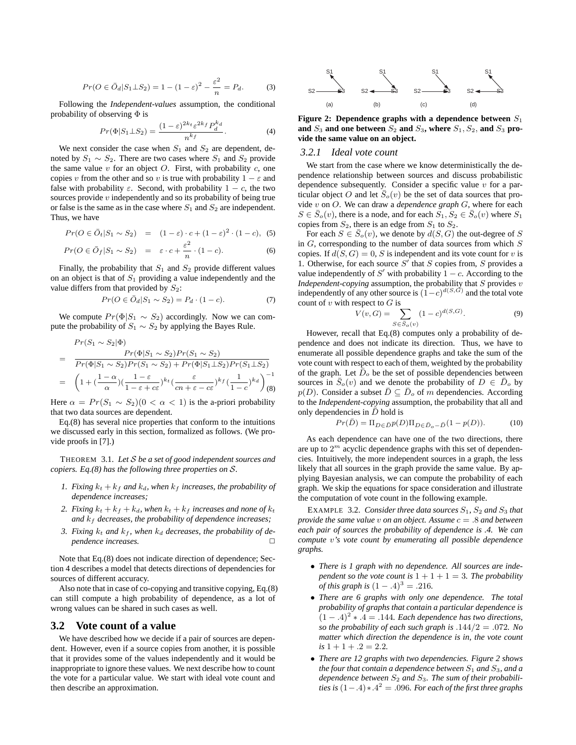$$Pr(O \in \bar{O}_d | S_1 \perp S_2) = 1 - (1-\varepsilon)^2 - \frac{\varepsilon^2}{n} = P_d. \quad (3)$$

Following the *Independent-values* assumption, the conditional probability of observing $\Phi$ is

$$Pr(\Phi | S_1 \perp S_2) = \frac{(1-\varepsilon)^{2k_t} \varepsilon^{2k_f} P_d^{k_d}}{n^{k_f}}. \quad (4)$$

We next consider the case when $S_1$ and $S_2$ are dependent, denoted by $S_1 \sim S_2$. There are two cases where $S_1$ and $S_2$ provide the same value $v$ for an object $O$. First, with probability $c$, one copies $v$ from the other and so $v$ is true with probability $1-\varepsilon$ and false with probability $\varepsilon$. Second, with probability $1-c$, the two sources provide $v$ independently and so its probability of being true or false is the same as in the case where $S_1$ and $S_2$ are independent. Thus, we have

$$Pr(O \in \bar{O}_t | S_1 \sim S_2) = (1-\varepsilon) \cdot c + (1-\varepsilon)^2 \cdot (1-c), \quad (5)$$

$$Pr(O \in \bar{O}_f | S_1 \sim S_2) = \varepsilon \cdot c + \frac{\varepsilon^2}{n} \cdot (1-c). \quad (6)$$

Finally, the probability that $S_1$ and $S_2$ provide different values on an object is that of $S_1$ providing a value independently and the value differs from that provided by $S_2$:

$$Pr(O \in \bar{O}_d | S_1 \sim S_2) = P_d \cdot (1-c). \quad (7)$$

We compute $Pr(\Phi | S_1 \sim S_2)$ accordingly. Now we can compute the probability of $S_1 \sim S_2$ by applying the Bayes Rule.

$$\begin{aligned} & Pr(S_1 \sim S_2 | \Phi) \\ = & \frac{Pr(\Phi | S_1 \sim S_2) Pr(S_1 \sim S_2)}{Pr(\Phi | S_1 \sim S_2) Pr(S_1 \sim S_2) + Pr(\Phi | S_1 \perp S_2) Pr(S_1 \perp S_2)} \\ = & \left(1 + (\frac{1-\alpha}{\alpha})(\frac{1-\varepsilon}{1-\varepsilon+c\varepsilon})^{k_t}(\frac{\varepsilon}{cn+\varepsilon-c\varepsilon})^{k_f}(\frac{1}{1-c})^{k_d}\right)^{-1} \end{aligned} \quad (8)$$

Here $\alpha = Pr(S_1 \sim S_2) (0 < \alpha < 1)$ is the a-priori probability that two data sources are dependent.

Eq.(8) has several nice properties that conform to the intuitions we discussed early in this section, formalized as follows. (We provide proofs in [7].)

THEOREM 3.1. *Let $\mathcal{S}$ be a set of good independent sources and copiers. Eq.(8) has the following three properties on $\mathcal{S}$.*

1. *Fixing $k_t + k_f$ and $k_d$, when $k_f$ increases, the probability of dependence increases;*
2. *Fixing $k_t + k_f + k_d$, when $k_t + k_f$ increases and none of $k_t$ and $k_f$ decreases, the probability of dependence increases;*
3. *Fixing $k_t$ and $k_f$, when $k_d$ decreases, the probability of dependence increases.* □

Note that Eq.(8) does not indicate direction of dependence; Section 4 describes a model that detects directions of dependencies for sources of different accuracy.

Also note that in case of co-copying and transitive copying, Eq.(8) can still compute a high probability of dependence, as a lot of wrong values can be shared in such cases as well.

## 3.2 Vote count of a value

We have described how we decide if a pair of sources are dependent. However, even if a source copies from another, it is possible that it provides some of the values independently and it would be inappropriate to ignore these values. We next describe how to count the vote for a particular value. We start with ideal vote count and then describe an approximation.

**Figure 2: Dependence graphs with a dependence between $S_1$ and $S_3$ and one between $S_2$ and $S_3$, where $S_1, S_2$, and $S_3$ provide the same value on an object.**

### 3.2.1 Ideal vote count

We start from the case where we know deterministically the dependence relationship between sources and discuss probabilistic dependence subsequently. Consider a specific value $v$ for a particular object $O$ and let $\bar{S}_o(v)$ be the set of data sources that provide $v$ on $O$. We can draw a *dependence graph* $G$, where for each $S \in \bar{S}_o(v)$, there is a node, and for each $S_1, S_2 \in \bar{S}_o(v)$ where $S_1$ copies from $S_2$, there is an edge from $S_1$ to $S_2$.

For each $S \in \bar{S}_o(v)$, we denote by $d(S, G)$ the out-degree of $S$ in $G$, corresponding to the number of data sources from which $S$ copies. If $d(S, G) = 0$, $S$ is independent and its vote count for $v$ is 1. Otherwise, for each source $S'$ that $S$ copies from, $S$ provides a value independently of $S'$ with probability $1-c$. According to the *Independent-copying* assumption, the probability that $S$ provides $v$ independently of any other source is $(1-c)^{d(S,G)}$ and the total vote count of $v$ with respect to $G$ is

$$V(v, G) = \sum_{S \in \bar{S}_o(v)} (1-c)^{d(S,G)}. \quad (9)$$

However, recall that Eq.(8) computes only a probability of dependence and does not indicate its direction. Thus, we have to enumerate all possible dependence graphs and take the sum of the vote count with respect to each of them, weighted by the probability of the graph. Let $\bar{D}_o$ be the set of possible dependencies between sources in $\bar{S}_o(v)$ and we denote the probability of $D \in \bar{D}_o$ by $p(D)$. Consider a subset $\bar{D} \subseteq \bar{D}_o$ of $m$ dependencies. According to the *Independent-copying* assumption, the probability that all and only dependencies in $\bar{D}$ hold is

$$Pr(\bar{D}) = \Pi_{D \in \bar{D}} p(D) \Pi_{D \in \bar{D}_o - \bar{D}} (1 - p(D)). \quad (10)$$

As each dependence can have one of the two directions, there are up to $2^m$ acyclic dependence graphs with this set of dependencies. Intuitively, the more independent sources in a graph, the less likely that all sources in the graph provide the same value. By applying Bayesian analysis, we can compute the probability of each graph. We skip the equations for space consideration and illustrate the computation of vote count in the following example.

EXAMPLE 3.2. *Consider three data sources $S_1$, $S_2$ and $S_3$ that provide the same value $v$ on an object. Assume $c = .8$ and between each pair of sources the probability of dependence is .4. We can compute $v$'s vote count by enumerating all possible dependence graphs.*

- *There is 1 graph with no dependence. All sources are independent so the vote count is $1+1+1=3$. The probability of this graph is $(1-.4)^3 = .216$.*
- *There are 6 graphs with only one dependence. The total probability of graphs that contain a particular dependence is $(1-.4)^2 * .4 = .144$. Each dependence has two directions, so the probability of each such graph is $.144/2 = .072$. No matter which direction the dependence is in, the vote count is $1+1+.2 = 2.2$.*
- *There are 12 graphs with two dependencies. Figure 2 shows the four that contain a dependence between $S_1$ and $S_3$, and a dependence between $S_2$ and $S_3$. The sum of their probabilities is $(1-.4)*.4^2 = .096$. For each of the first three graphs*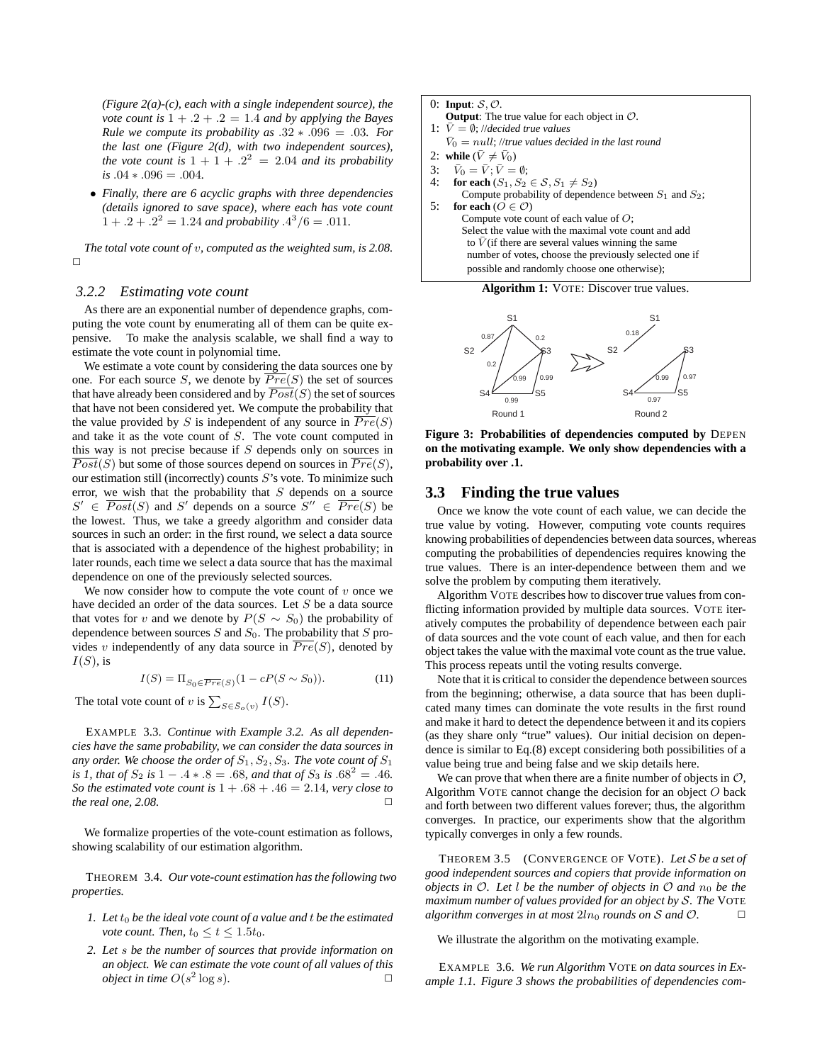*(Figure 2(a)-(c), each with a single independent source), the vote count is $1 + .2 + .2 = 1.4$ and by applying the Bayes Rule we compute its probability as $.32 * .096 = .03$. For the last one (Figure 2(d), with two independent sources), the vote count is $1 + 1 + .2^2 = 2.04$ and its probability is $.04 * .096 = .004$.*

- *Finally, there are 6 acyclic graphs with three dependencies (details ignored to save space), where each has vote count $1 + .2 + .2^2 = 1.24$ and probability $.4^3/6 = .011$.*

*The total vote count of $v$, computed as the weighted sum, is 2.08.* □

### 3.2.2 Estimating vote count

As there are an exponential number of dependence graphs, computing the vote count by enumerating all of them can be quite expensive. To make the analysis scalable, we shall find a way to estimate the vote count in polynomial time.

We estimate a vote count by considering the data sources one by one. For each source $S$, we denote by $\overline{Pre}(S)$ the set of sources that have already been considered and by $\overline{Post}(S)$ the set of sources that have not been considered yet. We compute the probability that the value provided by $S$ is independent of any source in $\overline{Pre}(S)$ and take it as the vote count of $S$. The vote count computed in this way is not precise because if $S$ depends only on sources in $\overline{Post}(S)$ but some of those sources depend on sources in $\overline{Pre}(S)$, our estimation still (incorrectly) counts $S$'s vote. To minimize such error, we wish that the probability that $S$ depends on a source $S' \in \overline{Post}(S)$ and $S'$ depends on a source $S'' \in \overline{Pre}(S)$ be the lowest. Thus, we take a greedy algorithm and consider data sources in such an order: in the first round, we select a data source that is associated with a dependence of the highest probability; in later rounds, each time we select a data source that has the maximal dependence on one of the previously selected sources.

We now consider how to compute the vote count of $v$ once we have decided an order of the data sources. Let $S$ be a data source that votes for $v$ and we denote by $P(S \sim S_0)$ the probability of dependence between sources $S$ and $S_0$. The probability that $S$ provides $v$ independently of any data source in $\overline{Pre}(S)$, denoted by $I(S)$, is

$$I(S) = \Pi_{S_0 \in \overline{Pre}(S)}(1 - cP(S \sim S_0)). \tag{11}$$

The total vote count of $v$ is $\sum_{S \in \bar{S}_o(v)} I(S)$.

EXAMPLE 3.3. *Continue with Example 3.2. As all dependencies have the same probability, we can consider the data sources in any order. We choose the order of $S_1, S_2, S_3$. The vote count of $S_1$ is 1, that of $S_2$ is $1 - .4 * .8 = .68$, and that of $S_3$ is $.68^2 = .46$. So the estimated vote count is $1 + .68 + .46 = 2.14$, very close to the real one, 2.08.* □

We formalize properties of the vote-count estimation as follows, showing scalability of our estimation algorithm.

THEOREM 3.4. *Our vote-count estimation has the following two properties.*

1. *Let $t_0$ be the ideal vote count of a value and $t$ be the estimated vote count. Then, $t_0 \leq t \leq 1.5t_0$.*
2. *Let $s$ be the number of sources that provide information on an object. We can estimate the vote count of all values of this object in time $O(s^2 \log s)$.* □

```
0: Input: S, O.
   Output: The true value for each object in O.
1: V̄ = ∅; //decided true values
   V̄0 = null; //true values decided in the last round
2: while (V̄ ≠ V̄0)
3:   V̄0 = V̄; V̄ = ∅;
4:   for each (S1, S2 ∈ S, S1 ≠ S2)
       Compute probability of dependence between S1 and S2;
5:   for each (O ∈ O)
       Compute vote count of each value of O;
       Select the value with the maximal vote count and add
        to V̄ (if there are several values winning the same
        number of votes, choose the previously selected one if
        possible and randomly choose one otherwise);
```

**Algorithm 1:** VOTE: Discover true values.

**Figure 3: Probabilities of dependencies computed by DEPEN on the motivating example. We only show dependencies with a probability over .1.**

## 3.3 Finding the true values

Once we know the vote count of each value, we can decide the true value by voting. However, computing vote counts requires knowing probabilities of dependencies between data sources, whereas computing the probabilities of dependencies requires knowing the true values. There is an inter-dependence between them and we solve the problem by computing them iteratively.

Algorithm VOTE describes how to discover true values from conflicting information provided by multiple data sources. VOTE iteratively computes the probability of dependence between each pair of data sources and the vote count of each value, and then for each object takes the value with the maximal vote count as the true value. This process repeats until the voting results converge.

Note that it is critical to consider the dependence between sources from the beginning; otherwise, a data source that has been duplicated many times can dominate the vote results in the first round and make it hard to detect the dependence between it and its copiers (as they share only "true" values). Our initial decision on dependence is similar to Eq.(8) except considering both possibilities of a value being true and being false and we skip details here.

We can prove that when there are a finite number of objects in $\mathcal{O}$, Algorithm VOTE cannot change the decision for an object $O$ back and forth between two different values forever; thus, the algorithm converges. In practice, our experiments show that the algorithm typically converges in only a few rounds.

THEOREM 3.5 (CONVERGENCE OF VOTE). *Let $\mathcal{S}$ be a set of good independent sources and copiers that provide information on objects in $\mathcal{O}$. Let $l$ be the number of objects in $\mathcal{O}$ and $n_0$ be the maximum number of values provided for an object by $\mathcal{S}$. The VOTE algorithm converges in at most $2ln_0$ rounds on $\mathcal{S}$ and $\mathcal{O}$.* □

We illustrate the algorithm on the motivating example.

EXAMPLE 3.6. *We run Algorithm VOTE on data sources in Example 1.1. Figure 3 shows the probabilities of dependencies com-*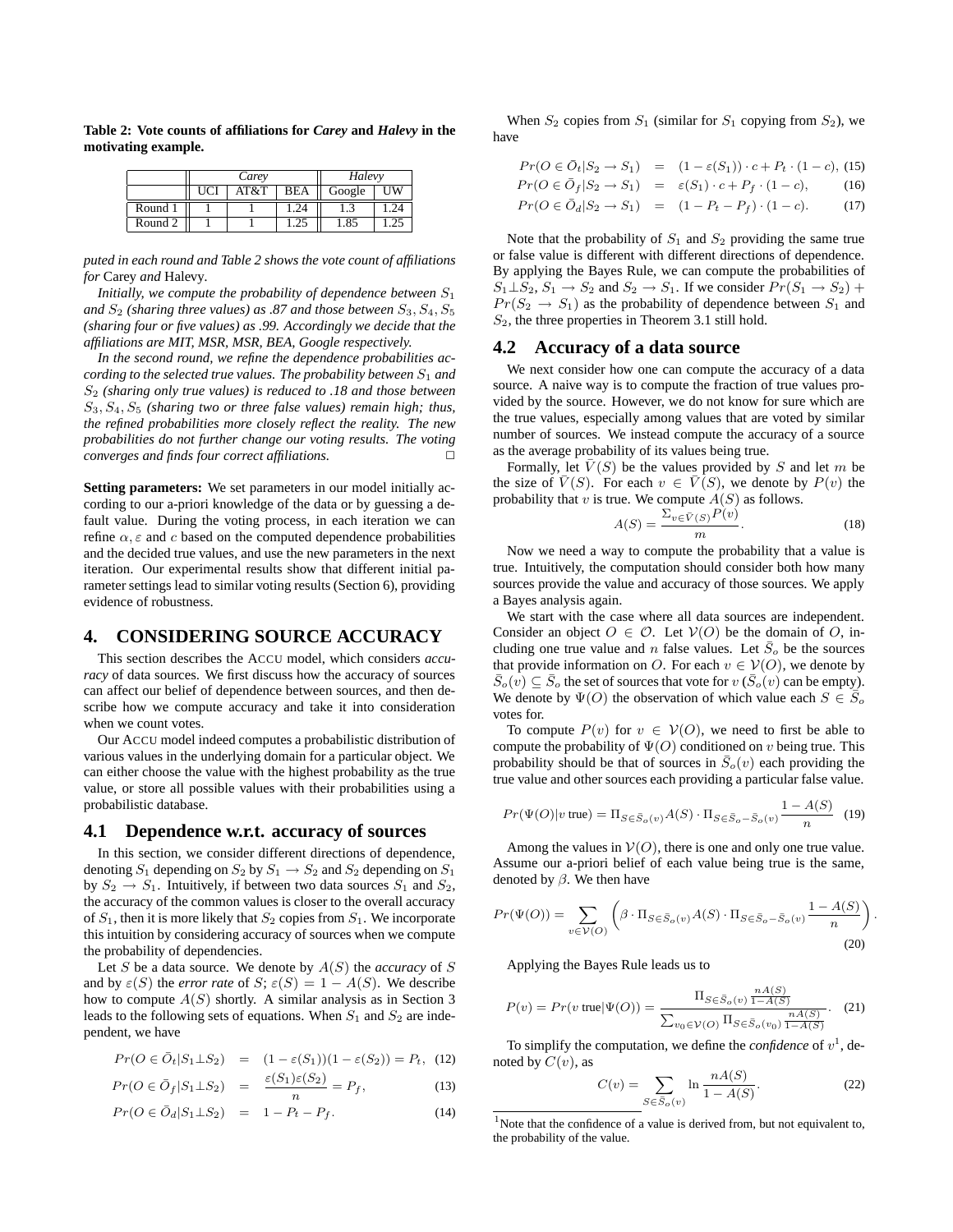**Table 2: Vote counts of affiliations for *Carey* and *Halevy* in the motivating example.**

| | *Carey* | | | *Halevy* | |
|---|---|---|---|---|---|
| | UCI | AT&T | BEA | Google | UW |
| Round 1 | 1 | 1 | 1.24 | 1.3 | 1.24 |
| Round 2 | 1 | 1 | 1.25 | 1.85 | 1.25 |

*puted in each round and Table 2 shows the vote count of affiliations for* Carey *and* Halevy.

*Initially, we compute the probability of dependence between $S_1$ and $S_2$ (sharing three values) as .87 and those between $S_3, S_4, S_5$ (sharing four or five values) as .99. Accordingly we decide that the affiliations are MIT, MSR, MSR, BEA, Google respectively.*

*In the second round, we refine the dependence probabilities according to the selected true values. The probability between $S_1$ and $S_2$ (sharing only true values) is reduced to .18 and those between $S_3, S_4, S_5$ (sharing two or three false values) remain high; thus, the refined probabilities more closely reflect the reality. The new probabilities do not further change our voting results. The voting converges and finds four correct affiliations.* □

**Setting parameters:** We set parameters in our model initially according to our a-priori knowledge of the data or by guessing a default value. During the voting process, in each iteration we can refine $\alpha, \varepsilon$ and $c$ based on the computed dependence probabilities and the decided true values, and use the new parameters in the next iteration. Our experimental results show that different initial parameter settings lead to similar voting results (Section 6), providing evidence of robustness.

## 4. CONSIDERING SOURCE ACCURACY

This section describes the ACCU model, which considers *accuracy* of data sources. We first discuss how the accuracy of sources can affect our belief of dependence between sources, and then describe how we compute accuracy and take it into consideration when we count votes.

Our ACCU model indeed computes a probabilistic distribution of various values in the underlying domain for a particular object. We can either choose the value with the highest probability as the true value, or store all possible values with their probabilities using a probabilistic database.

### 4.1 Dependence w.r.t. accuracy of sources

In this section, we consider different directions of dependence, denoting $S_1$ depending on $S_2$ by $S_1 \rightarrow S_2$ and $S_2$ depending on $S_1$ by $S_2 \rightarrow S_1$. Intuitively, if between two data sources $S_1$ and $S_2$, the accuracy of the common values is closer to the overall accuracy of $S_1$, then it is more likely that $S_2$ copies from $S_1$. We incorporate this intuition by considering accuracy of sources when we compute the probability of dependencies.

Let $S$ be a data source. We denote by $A(S)$ the *accuracy* of $S$ and by $\varepsilon(S)$ the *error rate* of $S$; $\varepsilon(S) = 1 - A(S)$. We describe how to compute $A(S)$ shortly. A similar analysis as in Section 3 leads to the following sets of equations. When $S_1$ and $S_2$ are independent, we have

$$Pr(O \in \bar{O}_t | S_1 \bot S_2) = (1 - \varepsilon(S_1))(1 - \varepsilon(S_2)) = P_t, \quad (12)$$

$$Pr(O \in \bar{O}_f | S_1 \bot S_2) = \frac{\varepsilon(S_1)\varepsilon(S_2)}{n} = P_f, \quad (13)$$

$$Pr(O \in \bar{O}_d | S_1 \bot S_2) = 1 - P_t - P_f. \quad (14)$$

When $S_2$ copies from $S_1$ (similar for $S_1$ copying from $S_2$), we have

$$Pr(O \in \bar{O}_t | S_2 \rightarrow S_1) = (1 - \varepsilon(S_1)) \cdot c + P_t \cdot (1 - c), \quad (15)$$

$$Pr(O \in \bar{O}_f | S_2 \rightarrow S_1) = \varepsilon(S_1) \cdot c + P_f \cdot (1 - c), \quad (16)$$

$$Pr(O \in \bar{O}_d | S_2 \rightarrow S_1) = (1 - P_t - P_f) \cdot (1 - c). \quad (17)$$

Note that the probability of $S_1$ and $S_2$ providing the same true or false value is different with different directions of dependence. By applying the Bayes Rule, we can compute the probabilities of $S_1 \bot S_2$, $S_1 \rightarrow S_2$ and $S_2 \rightarrow S_1$. If we consider $Pr(S_1 \rightarrow S_2) + Pr(S_2 \rightarrow S_1)$ as the probability of dependence between $S_1$ and $S_2$, the three properties in Theorem 3.1 still hold.

### 4.2 Accuracy of a data source

We next consider how one can compute the accuracy of a data source. A naive way is to compute the fraction of true values provided by the source. However, we do not know for sure which are the true values, especially among values that are voted by similar number of sources. We instead compute the accuracy of a source as the average probability of its values being true.

Formally, let $\bar{V}(S)$ be the values provided by $S$ and let $m$ be the size of $\bar{V}(S)$. For each $v \in \bar{V}(S)$, we denote by $P(v)$ the probability that $v$ is true. We compute $A(S)$ as follows.

$$A(S) = \frac{\Sigma_{v \in \bar{V}(S)} P(v)}{m}. \quad (18)$$

Now we need a way to compute the probability that a value is true. Intuitively, the computation should consider both how many sources provide the value and accuracy of those sources. We apply a Bayes analysis again.

We start with the case where all data sources are independent. Consider an object $O \in \mathcal{O}$. Let $\mathcal{V}(O)$ be the domain of $O$, including one true value and $n$ false values. Let $\bar{S}_o$ be the sources that provide information on $O$. For each $v \in \mathcal{V}(O)$, we denote by $\bar{S}_o(v) \subseteq \bar{S}_o$ the set of sources that vote for $v$ ($\bar{S}_o(v)$ can be empty). We denote by $\Psi(O)$ the observation of which value each $S \in \bar{S}_o$ votes for.

To compute $P(v)$ for $v \in \mathcal{V}(O)$, we need to first be able to compute the probability of $\Psi(O)$ conditioned on $v$ being true. This probability should be that of sources in $\bar{S}_o(v)$ each providing the true value and other sources each providing a particular false value.

$$Pr(\Psi(O) | v \text{ true}) = \Pi_{S \in \bar{S}_o(v)} A(S) \cdot \Pi_{S \in \bar{S}_o - \bar{S}_o(v)} \frac{1 - A(S)}{n} \quad (19)$$

Among the values in $\mathcal{V}(O)$, there is one and only one true value. Assume our a-priori belief of each value being true is the same, denoted by $\beta$. We then have

$$Pr(\Psi(O)) = \sum_{v \in \mathcal{V}(O)} \left( \beta \cdot \Pi_{S \in \bar{S}_o(v)} A(S) \cdot \Pi_{S \in \bar{S}_o - \bar{S}_o(v)} \frac{1 - A(S)}{n} \right). \quad (20)$$

Applying the Bayes Rule leads us to

$$P(v) = Pr(v \text{ true} | \Psi(O)) = \frac{\Pi_{S \in \bar{S}_o(v)} \frac{nA(S)}{1 - A(S)}}{\sum_{v_0 \in \mathcal{V}(O)} \Pi_{S \in \bar{S}_o(v_0)} \frac{nA(S)}{1 - A(S)}}. \quad (21)$$

To simplify the computation, we define the *confidence* of $v$[1], denoted by $C(v)$, as

$$C(v) = \sum_{S \in \bar{S}_o(v)} \ln \frac{nA(S)}{1 - A(S)}. \quad (22)$$

[1] Note that the confidence of a value is derived from, but not equivalent to, the probability of the value.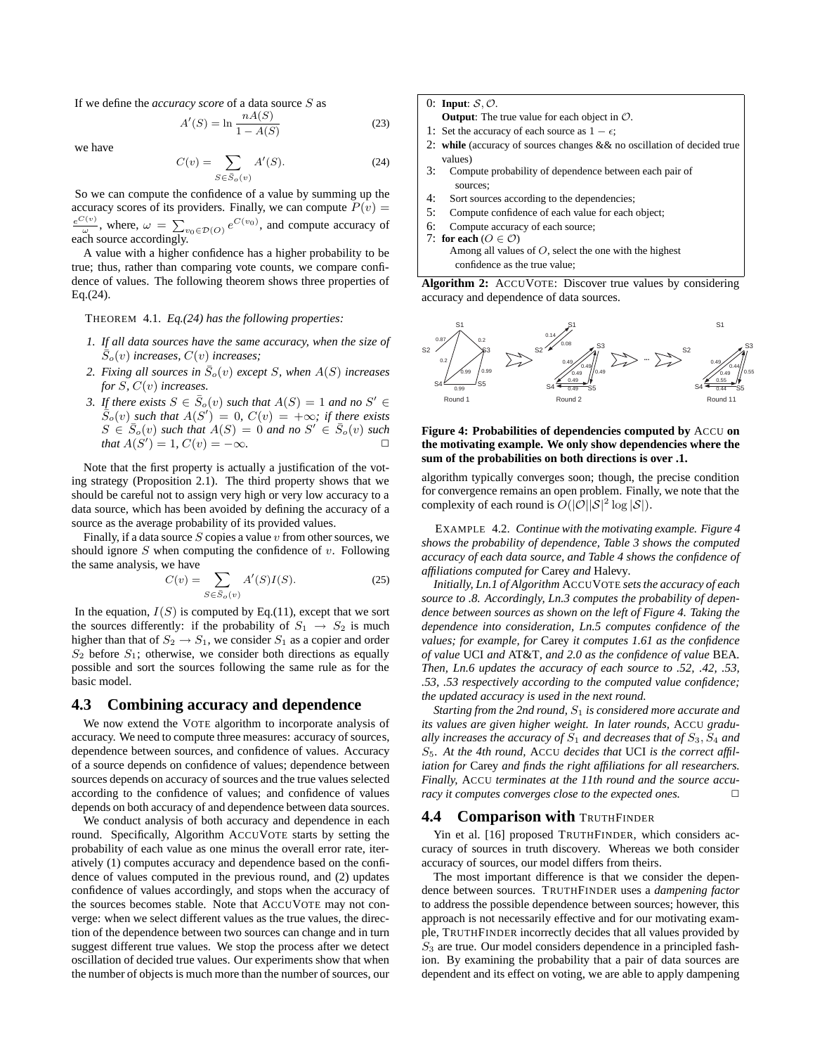If we define the *accuracy score* of a data source $S$ as

$$A'(S) = \ln \frac{nA(S)}{1 - A(S)} \tag{23}$$

we have

$$C(v) = \sum_{S \in \bar{S}_o(v)} A'(S). \tag{24}$$

So we can compute the confidence of a value by summing up the accuracy scores of its providers. Finally, we can compute $P(v) = \frac{e^{C(v)}}{\omega}$, where, $\omega = \sum_{v_0 \in \mathcal{D}(O)} e^{C(v_0)}$, and compute accuracy of each source accordingly.

A value with a higher confidence has a higher probability to be true; thus, rather than comparing vote counts, we compare confidence of values. The following theorem shows three properties of Eq.(24).

THEOREM 4.1. *Eq.(24) has the following properties:*

1. *If all data sources have the same accuracy, when the size of $\bar{S}_o(v)$ increases, $C(v)$ increases;*
2. *Fixing all sources in $\bar{S}_o(v)$ except $S$, when $A(S)$ increases for $S$, $C(v)$ increases.*
3. *If there exists $S \in \bar{S}_o(v)$ such that $A(S) = 1$ and no $S' \in \bar{S}_o(v)$ such that $A(S') = 0$, $C(v) = +\infty$; if there exists $S \in \bar{S}_o(v)$ such that $A(S) = 0$ and no $S' \in \bar{S}_o(v)$ such that $A(S') = 1$, $C(v) = -\infty$.* □

Note that the first property is actually a justification of the voting strategy (Proposition 2.1). The third property shows that we should be careful not to assign very high or very low accuracy to a data source, which has been avoided by defining the accuracy of a source as the average probability of its provided values.

Finally, if a data source $S$ copies a value $v$ from other sources, we should ignore $S$ when computing the confidence of $v$. Following the same analysis, we have

$$C(v) = \sum_{S \in \bar{S}_o(v)} A'(S) I(S). \tag{25}$$

In the equation, $I(S)$ is computed by Eq.(11), except that we sort the sources differently: if the probability of $S_1 \to S_2$ is much higher than that of $S_2 \to S_1$, we consider $S_1$ as a copier and order $S_2$ before $S_1$; otherwise, we consider both directions as equally possible and sort the sources following the same rule as for the basic model.

## 4.3 Combining accuracy and dependence

We now extend the VOTE algorithm to incorporate analysis of accuracy. We need to compute three measures: accuracy of sources, dependence between sources, and confidence of values. Accuracy of a source depends on confidence of values; dependence between sources depends on accuracy of sources and the true values selected according to the confidence of values; and confidence of values depends on both accuracy of and dependence between data sources.

We conduct analysis of both accuracy and dependence in each round. Specifically, Algorithm ACCUVOTE starts by setting the probability of each value as one minus the overall error rate, iteratively (1) computes accuracy and dependence based on the confidence of values computed in the previous round, and (2) updates confidence of values accordingly, and stops when the accuracy of the sources becomes stable. Note that ACCUVOTE may not converge: when we select different values as the true values, the direction of the dependence between two sources can change and in turn suggest different true values. We stop the process after we detect oscillation of decided true values. Our experiments show that when the number of objects is much more than the number of sources, our

```
0: Input: S, O.
   Output: The true value for each object in O.
1: Set the accuracy of each source as 1 − ε;
2: while (accuracy of sources changes && no oscillation of decided true values)
3:    Compute probability of dependence between each pair of sources;
4:    Sort sources according to the dependencies;
5:    Compute confidence of each value for each object;
6:    Compute accuracy of each source;
7: for each (O ∈ O)
     Among all values of O, select the one with the highest confidence as the true value;
```

**Algorithm 2:** ACCUVOTE: Discover true values by considering accuracy and dependence of data sources.

**Figure 4: Probabilities of dependencies computed by ACCU on the motivating example. We only show dependencies where the sum of the probabilities on both directions is over .1.**

algorithm typically converges soon; though, the precise condition for convergence remains an open problem. Finally, we note that the complexity of each round is $O(|\mathcal{O}||\mathcal{S}|^2 \log |\mathcal{S}|)$.

EXAMPLE 4.2. *Continue with the motivating example. Figure 4 shows the probability of dependence, Table 3 shows the computed accuracy of each data source, and Table 4 shows the confidence of affiliations computed for* Carey *and* Halevy*.*

*Initially, Ln.1 of Algorithm* ACCUVOTE *sets the accuracy of each source to .8. Accordingly, Ln.3 computes the probability of dependence between sources as shown on the left of Figure 4. Taking the dependence into consideration, Ln.5 computes confidence of the values; for example, for* Carey *it computes 1.61 as the confidence of value* UCI *and* AT&T*, and 2.0 as the confidence of value* BEA*. Then, Ln.6 updates the accuracy of each source to .52, .42, .53, .53, .53 respectively according to the computed value confidence; the updated accuracy is used in the next round.*

*Starting from the 2nd round, $S_1$ is considered more accurate and its values are given higher weight. In later rounds,* ACCU *gradually increases the accuracy of $S_1$ and decreases that of $S_3, S_4$ and $S_5$. At the 4th round,* ACCU *decides that* UCI *is the correct affiliation for* Carey *and finds the right affiliations for all researchers. Finally,* ACCU *terminates at the 11th round and the source accuracy it computes converges close to the expected ones.* □

## 4.4 Comparison with TRUTHFINDER

Yin et al. [16] proposed TRUTHFINDER, which considers accuracy of sources in truth discovery. Whereas we both consider accuracy of sources, our model differs from theirs.

The most important difference is that we consider the dependence between sources. TRUTHFINDER uses a *dampening factor* to address the possible dependence between sources; however, this approach is not necessarily effective and for our motivating example, TRUTHFINDER incorrectly decides that all values provided by $S_3$ are true. Our model considers dependence in a principled fashion. By examining the probability that a pair of data sources are dependent and its effect on voting, we are able to apply dampening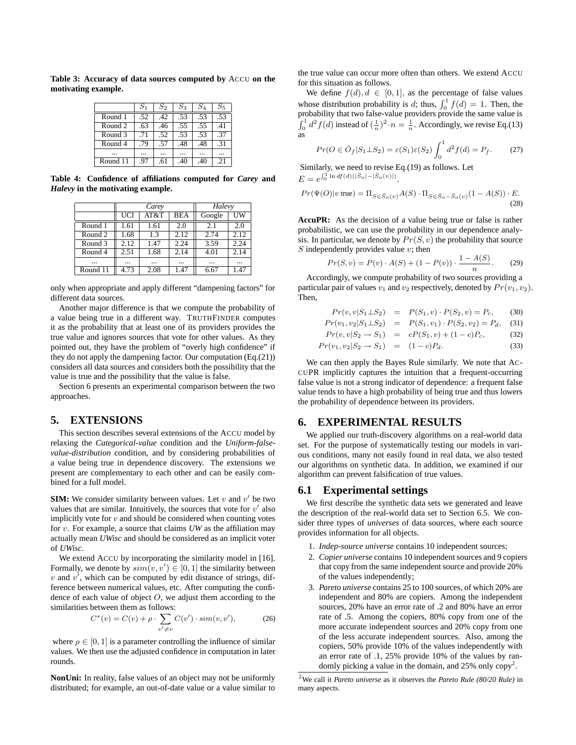**Table 3: Accuracy of data sources computed by ACCU on the motivating example.**

| | $S_1$ | $S_2$ | $S_3$ | $S_4$ | $S_5$ |
|---|---|---|---|---|---|
| Round 1 | .52 | .42 | .53 | .53 | .53 |
| Round 2 | .63 | .46 | .55 | .55 | .41 |
| Round 3 | .71 | .52 | .53 | .53 | .37 |
| Round 4 | .79 | .57 | .48 | .48 | .31 |
| ... | ... | ... | ... | ... | ... |
| Round 11 | .97 | .61 | .40 | .40 | .21 |

**Table 4: Confidence of affiliations computed for *Carey* and *Halevy* in the motivating example.**

| | *Carey* | | | *Halevy* | |
|---|---|---|---|---|---|
| | UCI | AT&T | BEA | Google | UW |
| Round 1 | 1.61 | 1.61 | 2.0 | 2.1 | 2.0 |
| Round 2 | 1.68 | 1.3 | 2.12 | 2.74 | 2.12 |
| Round 3 | 2.12 | 1.47 | 2.24 | 3.59 | 2.24 |
| Round 4 | 2.51 | 1.68 | 2.14 | 4.01 | 2.14 |
| ... | ... | ... | ... | ... | ... |
| Round 11 | 4.73 | 2.08 | 1.47 | 6.67 | 1.47 |

only when appropriate and apply different "dampening factors" for different data sources.

Another major difference is that we compute the probability of a value being true in a different way. TRUTHFINDER computes it as the probability that at least one of its providers provides the true value and ignores sources that vote for other values. As they pointed out, they have the problem of "overly high confidence" if they do not apply the dampening factor. Our computation (Eq.(21)) considers all data sources and considers both the possibility that the value is true and the possibility that the value is false.

Section 6 presents an experimental comparison between the two approaches.

# 5. EXTENSIONS

This section describes several extensions of the ACCU model by relaxing the *Categorical-value* condition and the *Uniform-false-value-distribution* condition, and by considering probabilities of a value being true in dependence discovery. The extensions we present are complementary to each other and can be easily combined for a full model.

**SIM:** We consider similarity between values. Let $v$ and $v'$ be two values that are similar. Intuitively, the sources that vote for $v'$ also implicitly vote for $v$ and should be considered when counting votes for $v$. For example, a source that claims *UW* as the affiliation may actually mean *UWisc* and should be considered as an implicit voter of *UWisc*.

We extend ACCU by incorporating the similarity model in [16]. Formally, we denote by $sim(v, v') \in [0, 1]$ the similarity between $v$ and $v'$, which can be computed by edit distance of strings, difference between numerical values, etc. After computing the confidence of each value of object $O$, we adjust them according to the similarities between them as follows:

$$C^*(v) = C(v) + \rho \cdot \sum_{v' \neq v} C(v') \cdot sim(v, v'), \tag{26}$$

where $\rho \in [0, 1]$ is a parameter controlling the influence of similar values. We then use the adjusted confidence in computation in later rounds.

**NonUni:** In reality, false values of an object may not be uniformly distributed; for example, an out-of-date value or a value similar to the true value can occur more often than others. We extend ACCU for this situation as follows.

We define $f(d), d \in [0, 1]$, as the percentage of false values whose distribution probability is $d$; thus, $\int_0^1 f(d) = 1$. Then, the probability that two false-value providers provide the same value is $\int_0^1 d^2 f(d)$ instead of $(\frac{1}{n})^2 \cdot n = \frac{1}{n}$. Accordingly, we revise Eq.(13) as

$$Pr(O \in \bar{O}_f | S_1 \bot S_2) = \varepsilon(S_1)\varepsilon(S_2) \int_0^1 d^2 f(d) = P_f. \tag{27}$$

Similarly, we need to revise Eq.(19) as follows. Let $E = e^{\int_0^1 \ln df(d)(|\bar{S}_o| - |\bar{S}_o(v)|)}$.

$$Pr(\Psi(O)|v \text{ true}) = \Pi_{S \in \bar{S}_o(v)} A(S) \cdot \Pi_{S \in \bar{S}_o - \bar{S}_o(v)} (1 - A(S)) \cdot E. \tag{28}$$

**AccuPR:** As the decision of a value being true or false is rather probabilistic, we can use the probability in our dependence analysis. In particular, we denote by $Pr(S, v)$ the probability that source $S$ independently provides value $v$; then

$$Pr(S, v) = P(v) \cdot A(S) + (1 - P(v)) \cdot \frac{1 - A(S)}{n}. \tag{29}$$

Accordingly, we compute probability of two sources providing a particular pair of values $v_1$ and $v_2$ respectively, denoted by $Pr(v_1, v_2)$. Then,

$$\begin{aligned} Pr(v, v|S_1 \bot S_2) &= P(S_1, v) \cdot P(S_2, v) = P_c, & (30) \\ Pr(v_1, v_2|S_1 \bot S_2) &= P(S_1, v_1) \cdot P(S_2, v_2) = P_d, & (31) \\ Pr(v, v|S_2 \rightarrow S_1) &= cP(S_1, v) + (1 - c)P_c, & (32) \\ Pr(v_1, v_2|S_2 \rightarrow S_1) &= (1 - c)P_d. & (33) \end{aligned}$$

We can then apply the Bayes Rule similarly. We note that ACCUPR implicitly captures the intuition that a frequent-occurring false value is not a strong indicator of dependence: a frequent false value tends to have a high probability of being true and thus lowers the probability of dependence between its providers.

# 6. EXPERIMENTAL RESULTS

We applied our truth-discovery algorithms on a real-world data set. For the purpose of systematically testing our models in various conditions, many not easily found in real data, we also tested our algorithms on synthetic data. In addition, we examined if our algorithm can prevent falsification of true values.

## 6.1 Experimental settings

We first describe the synthetic data sets we generated and leave the description of the real-world data set to Section 6.5. We consider three types of *universes* of data sources, where each source provides information for all objects.

1. *Indep-source universe* contains 10 independent sources;
2. *Copier universe* contains 10 independent sources and 9 copiers that copy from the same independent source and provide 20% of the values independently;
3. *Pareto universe* contains 25 to 100 sources, of which 20% are independent and 80% are copiers. Among the independent sources, 20% have an error rate of .2 and 80% have an error rate of .5. Among the copiers, 80% copy from one of the more accurate independent sources and 20% copy from one of the less accurate independent sources. Also, among the copiers, 50% provide 10% of the values independently with an error rate of .1, 25% provide 10% of the values by randomly picking a value in the domain, and 25% only copy[2].

[2] We call it *Pareto universe* as it observes the *Pareto Rule (80/20 Rule)* in many aspects.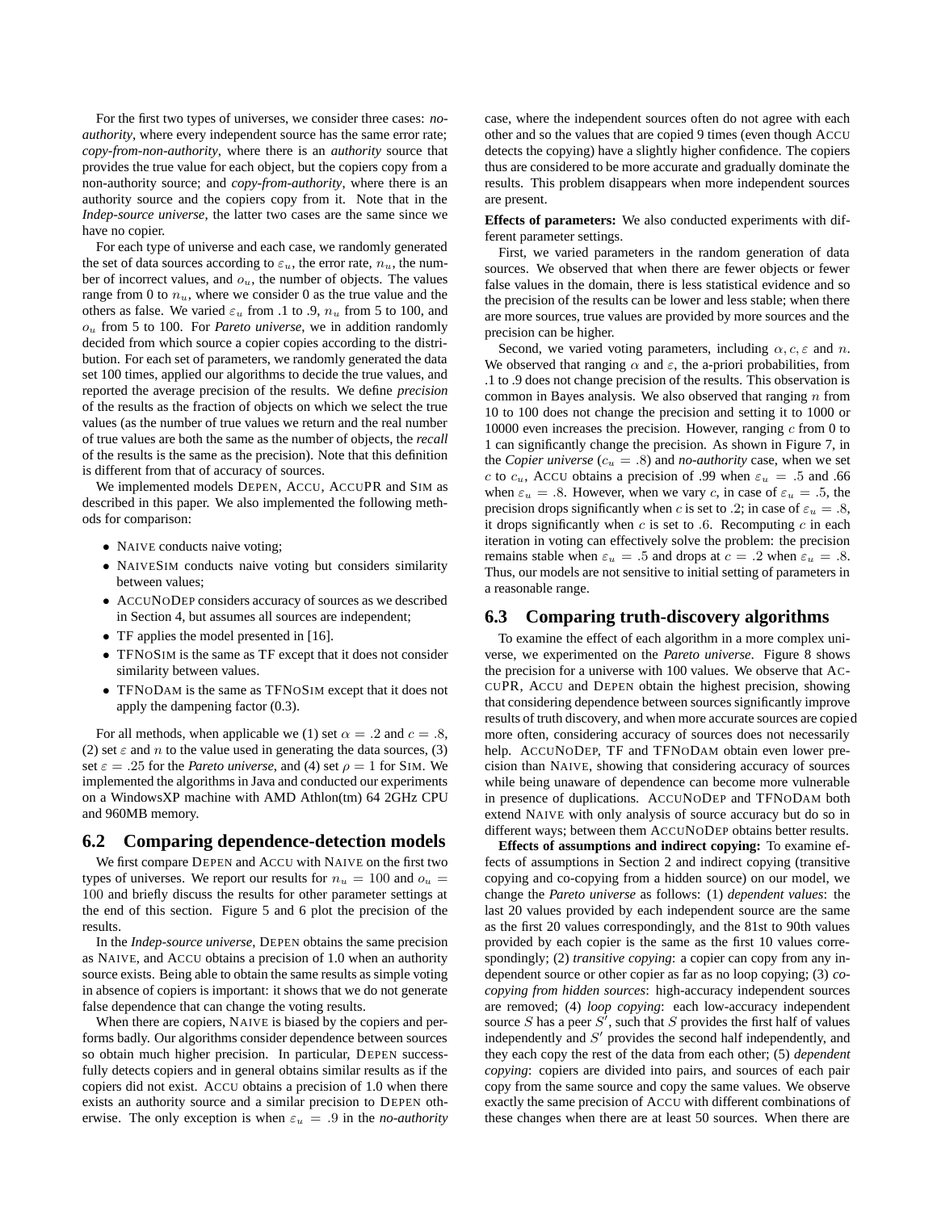For the first two types of universes, we consider three cases: *no-authority*, where every independent source has the same error rate; *copy-from-non-authority*, where there is an *authority* source that provides the true value for each object, but the copiers copy from a non-authority source; and *copy-from-authority*, where there is an authority source and the copiers copy from it. Note that in the *Indep-source universe*, the latter two cases are the same since we have no copier.

For each type of universe and each case, we randomly generated the set of data sources according to $\varepsilon_u$, the error rate, $n_u$, the number of incorrect values, and $o_u$, the number of objects. The values range from 0 to $n_u$, where we consider 0 as the true value and the others as false. We varied $\varepsilon_u$ from .1 to .9, $n_u$ from 5 to 100, and $o_u$ from 5 to 100. For *Pareto universe*, we in addition randomly decided from which source a copier copies according to the distribution. For each set of parameters, we randomly generated the data set 100 times, applied our algorithms to decide the true values, and reported the average precision of the results. We define *precision* of the results as the fraction of objects on which we select the true values (as the number of true values we return and the real number of true values are both the same as the number of objects, the *recall* of the results is the same as the precision). Note that this definition is different from that of accuracy of sources.

We implemented models DEPEN, ACCU, ACCUPR and SIM as described in this paper. We also implemented the following methods for comparison:

- NAIVE conducts naive voting;
- NAIVESIM conducts naive voting but considers similarity between values;
- ACCUNODEP considers accuracy of sources as we described in Section 4, but assumes all sources are independent;
- TF applies the model presented in [16].
- TFNOSIM is the same as TF except that it does not consider similarity between values.
- TFNODAM is the same as TFNOSIM except that it does not apply the dampening factor (0.3).

For all methods, when applicable we (1) set $\alpha = .2$ and $c = .8$, (2) set $\varepsilon$ and $n$ to the value used in generating the data sources, (3) set $\varepsilon = .25$ for the *Pareto universe*, and (4) set $\rho = 1$ for SIM. We implemented the algorithms in Java and conducted our experiments on a WindowsXP machine with AMD Athlon(tm) 64 2GHz CPU and 960MB memory.

## 6.2 Comparing dependence-detection models

We first compare DEPEN and ACCU with NAIVE on the first two types of universes. We report our results for $n_u = 100$ and $o_u = 100$ and briefly discuss the results for other parameter settings at the end of this section. Figure 5 and 6 plot the precision of the results.

In the *Indep-source universe*, DEPEN obtains the same precision as NAIVE, and ACCU obtains a precision of 1.0 when an authority source exists. Being able to obtain the same results as simple voting in absence of copiers is important: it shows that we do not generate false dependence that can change the voting results.

When there are copiers, NAIVE is biased by the copiers and performs badly. Our algorithms consider dependence between sources so obtain much higher precision. In particular, DEPEN successfully detects copiers and in general obtains similar results as if the copiers did not exist. ACCU obtains a precision of 1.0 when there exists an authority source and a similar precision to DEPEN otherwise. The only exception is when $\varepsilon_u = .9$ in the *no-authority* case, where the independent sources often do not agree with each other and so the values that are copied 9 times (even though ACCU detects the copying) have a slightly higher confidence. The copiers thus are considered to be more accurate and gradually dominate the results. This problem disappears when more independent sources are present.

**Effects of parameters:** We also conducted experiments with different parameter settings.

First, we varied parameters in the random generation of data sources. We observed that when there are fewer objects or fewer false values in the domain, there is less statistical evidence and so the precision of the results can be lower and less stable; when there are more sources, true values are provided by more sources and the precision can be higher.

Second, we varied voting parameters, including $\alpha, c, \varepsilon$ and $n$. We observed that ranging $\alpha$ and $\varepsilon$, the a-priori probabilities, from .1 to .9 does not change precision of the results. This observation is common in Bayes analysis. We also observed that ranging $n$ from 10 to 100 does not change the precision and setting it to 1000 or 10000 even increases the precision. However, ranging $c$ from 0 to 1 can significantly change the precision. As shown in Figure 7, in the *Copier universe* ($c_u = .8$) and *no-authority* case, when we set $c$ to $c_u$, ACCU obtains a precision of .99 when $\varepsilon_u = .5$ and .66 when $\varepsilon_u = .8$. However, when we vary $c$, in case of $\varepsilon_u = .5$, the precision drops significantly when $c$ is set to .2; in case of $\varepsilon_u = .8$, it drops significantly when $c$ is set to .6. Recomputing $c$ in each iteration in voting can effectively solve the problem: the precision remains stable when $\varepsilon_u = .5$ and drops at $c = .2$ when $\varepsilon_u = .8$. Thus, our models are not sensitive to initial setting of parameters in a reasonable range.

## 6.3 Comparing truth-discovery algorithms

To examine the effect of each algorithm in a more complex universe, we experimented on the *Pareto universe*. Figure 8 shows the precision for a universe with 100 values. We observe that ACCUPR, ACCU and DEPEN obtain the highest precision, showing that considering dependence between sources significantly improve results of truth discovery, and when more accurate sources are copied more often, considering accuracy of sources does not necessarily help. ACCUNODEP, TF and TFNODAM obtain even lower precision than NAIVE, showing that considering accuracy of sources while being unaware of dependence can become more vulnerable in presence of duplications. ACCUNODEP and TFNODAM both extend NAIVE with only analysis of source accuracy but do so in different ways; between them ACCUNODEP obtains better results.

**Effects of assumptions and indirect copying:** To examine effects of assumptions in Section 2 and indirect copying (transitive copying and co-copying from a hidden source) on our model, we change the *Pareto universe* as follows: (1) *dependent values*: the last 20 values provided by each independent source are the same as the first 20 values correspondingly, and the 81st to 90th values provided by each copier is the same as the first 10 values correspondingly; (2) *transitive copying*: a copier can copy from any independent source or other copier as far as no loop copying; (3) *co-copying from hidden sources*: high-accuracy independent sources are removed; (4) *loop copying*: each low-accuracy independent source $S$ has a peer $S'$, such that $S$ provides the first half of values independently and $S'$ provides the second half independently, and they each copy the rest of the data from each other; (5) *dependent copying*: copiers are divided into pairs, and sources of each pair copy from the same source and copy the same values. We observe exactly the same precision of ACCU with different combinations of these changes when there are at least 50 sources. When there are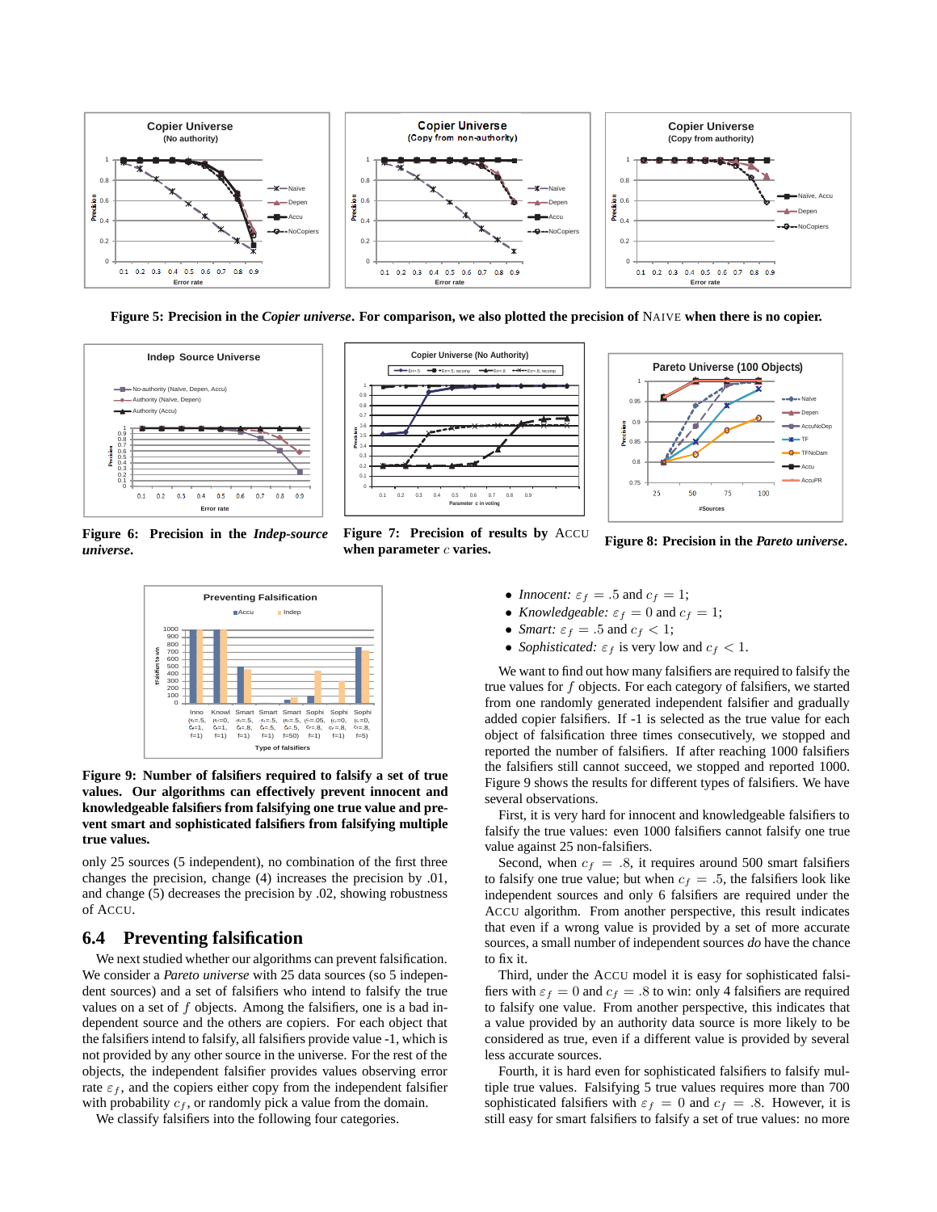**Figure 5: Precision in the *Copier universe*. For comparison, we also plotted the precision of NAIVE when there is no copier.**

**Figure 6: Precision in the *Indep-source universe*.**

**Figure 7: Precision of results by ACCU when parameter $c$ varies.**

**Figure 8: Precision in the *Pareto universe*.**

**Figure 9: Number of falsifiers required to falsify a set of true values. Our algorithms can effectively prevent innocent and knowledgeable falsifiers from falsifying one true value and prevent smart and sophisticated falsifiers from falsifying multiple true values.**

only 25 sources (5 independent), no combination of the first three changes the precision, change (4) increases the precision by .01, and change (5) decreases the precision by .02, showing robustness of ACCU.

## 6.4 Preventing falsification

We next studied whether our algorithms can prevent falsification. We consider a *Pareto universe* with 25 data sources (so 5 independent sources) and a set of falsifiers who intend to falsify the true values on a set of $f$ objects. Among the falsifiers, one is a bad independent source and the others are copiers. For each object that the falsifiers intend to falsify, all falsifiers provide value -1, which is not provided by any other source in the universe. For the rest of the objects, the independent falsifier provides values observing error rate $\varepsilon_f$, and the copiers either copy from the independent falsifier with probability $c_f$, or randomly pick a value from the domain.

We classify falsifiers into the following four categories.

- *Innocent:* $\varepsilon_f = .5$ and $c_f = 1$;
- *Knowledgeable:* $\varepsilon_f = 0$ and $c_f = 1$;
- *Smart:* $\varepsilon_f = .5$ and $c_f < 1$;
- *Sophisticated:* $\varepsilon_f$ is very low and $c_f < 1$.

We want to find out how many falsifiers are required to falsify the true values for $f$ objects. For each category of falsifiers, we started from one randomly generated independent falsifier and gradually added copier falsifiers. If -1 is selected as the true value for each object of falsification three times consecutively, we stopped and reported the number of falsifiers. If after reaching 1000 falsifiers the falsifiers still cannot succeed, we stopped and reported 1000. Figure 9 shows the results for different types of falsifiers. We have several observations.

First, it is very hard for innocent and knowledgeable falsifiers to falsify the true values: even 1000 falsifiers cannot falsify one true value against 25 non-falsifiers.

Second, when $c_f = .8$, it requires around 500 smart falsifiers to falsify one true value; but when $c_f = .5$, the falsifiers look like independent sources and only 6 falsifiers are required under the ACCU algorithm. From another perspective, this result indicates that even if a wrong value is provided by a set of more accurate sources, a small number of independent sources *do* have the chance to fix it.

Third, under the ACCU model it is easy for sophisticated falsifiers with $\varepsilon_f = 0$ and $c_f = .8$ to win: only 4 falsifiers are required to falsify one value. From another perspective, this indicates that a value provided by an authority data source is more likely to be considered as true, even if a different value is provided by several less accurate sources.

Fourth, it is hard even for sophisticated falsifiers to falsify multiple true values. Falsifying 5 true values requires more than 700 sophisticated falsifiers with $\varepsilon_f = 0$ and $c_f = .8$. However, it is still easy for smart falsifiers to falsify a set of true values: no more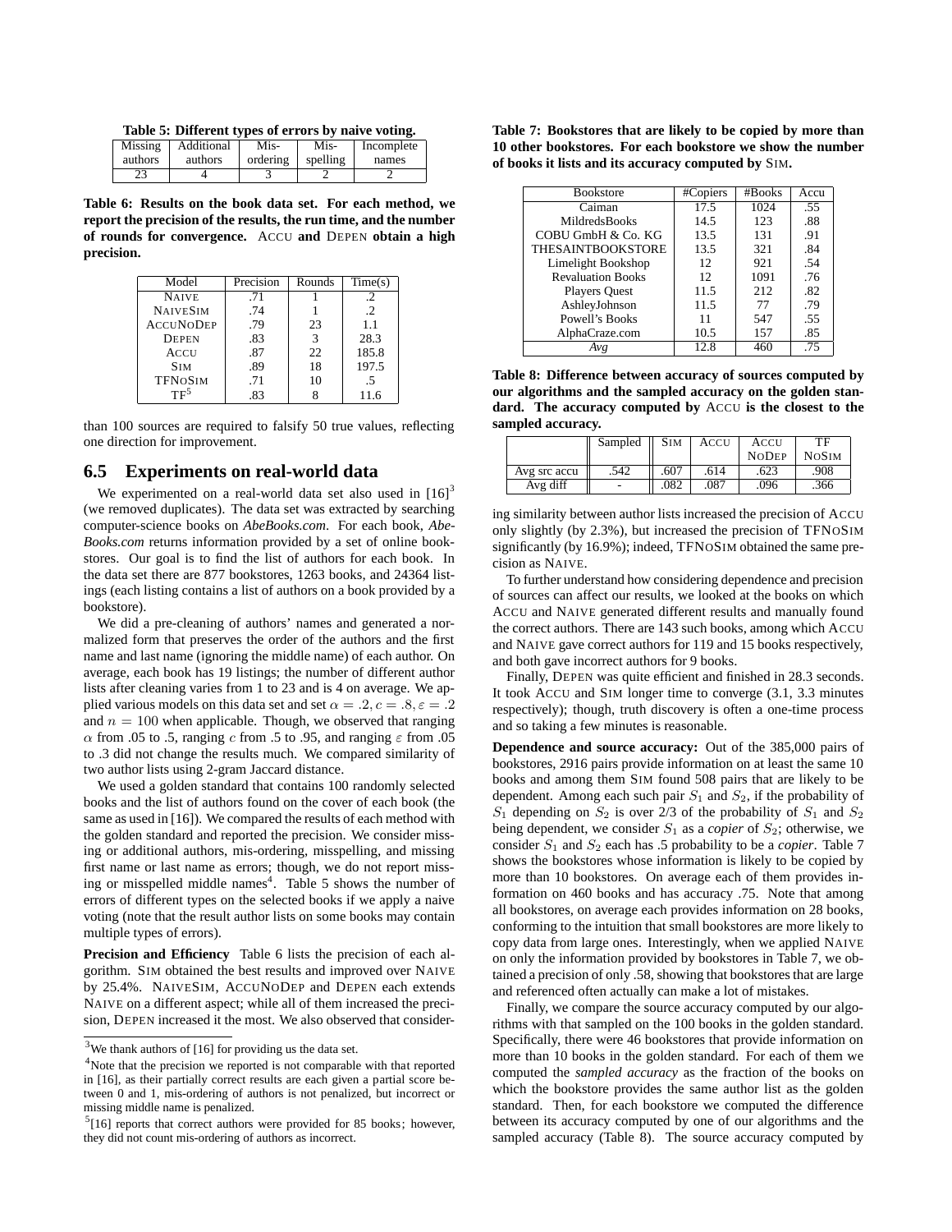**Table 5: Different types of errors by naive voting.**

| Missing authors | Additional authors | Mis-ordering | Mis-spelling | Incomplete names |
|---|---|---|---|---|
| 23 | 4 | 3 | 2 | 2 |

**Table 6: Results on the book data set. For each method, we report the precision of the results, the run time, and the number of rounds for convergence.** ACCU **and** DEPEN **obtain a high precision.**

| Model | Precision | Rounds | Time(s) |
|---|---|---|---|
| NAIVE | .71 | 1 | .2 |
| NAIVESIM | .74 | 1 | .2 |
| ACCUNODEP | .79 | 23 | 1.1 |
| DEPEN | .83 | 3 | 28.3 |
| ACCU | .87 | 22 | 185.8 |
| SIM | .89 | 18 | 197.5 |
| TFNOSIM | .71 | 10 | .5 |
| TF[5] | .83 | 8 | 11.6 |

than 100 sources are required to falsify 50 true values, reflecting one direction for improvement.

## 6.5 Experiments on real-world data

We experimented on a real-world data set also used in [16][3] (we removed duplicates). The data set was extracted by searching computer-science books on *AbeBooks.com*. For each book, *AbeBooks.com* returns information provided by a set of online bookstores. Our goal is to find the list of authors for each book. In the data set there are 877 bookstores, 1263 books, and 24364 listings (each listing contains a list of authors on a book provided by a bookstore).

We did a pre-cleaning of authors' names and generated a normalized form that preserves the order of the authors and the first name and last name (ignoring the middle name) of each author. On average, each book has 19 listings; the number of different author lists after cleaning varies from 1 to 23 and is 4 on average. We applied various models on this data set and set $\alpha = .2, c = .8, \varepsilon = .2$ and $n = 100$ when applicable. Though, we observed that ranging $\alpha$ from .05 to .5, ranging $c$ from .5 to .95, and ranging $\varepsilon$ from .05 to .3 did not change the results much. We compared similarity of two author lists using 2-gram Jaccard distance.

We used a golden standard that contains 100 randomly selected books and the list of authors found on the cover of each book (the same as used in [16]). We compared the results of each method with the golden standard and reported the precision. We consider missing or additional authors, mis-ordering, misspelling, and missing first name or last name as errors; though, we do not report missing or misspelled middle names[4]. Table 5 shows the number of errors of different types on the selected books if we apply a naive voting (note that the result author lists on some books may contain multiple types of errors).

**Precision and Efficiency** Table 6 lists the precision of each algorithm. SIM obtained the best results and improved over NAIVE by 25.4%. NAIVESIM, ACCUNODEP and DEPEN each extends NAIVE on a different aspect; while all of them increased the precision, DEPEN increased it the most. We also observed that considering similarity between author lists increased the precision of ACCU only slightly (by 2.3%), but increased the precision of TFNOSIM significantly (by 16.9%); indeed, TFNOSIM obtained the same precision as NAIVE.

To further understand how considering dependence and precision of sources can affect our results, we looked at the books on which ACCU and NAIVE generated different results and manually found the correct authors. There are 143 such books, among which ACCU and NAIVE gave correct authors for 119 and 15 books respectively, and both gave incorrect authors for 9 books.

Finally, DEPEN was quite efficient and finished in 28.3 seconds. It took ACCU and SIM longer time to converge (3.1, 3.3 minutes respectively); though, truth discovery is often a one-time process and so taking a few minutes is reasonable.

**Table 7: Bookstores that are likely to be copied by more than 10 other bookstores. For each bookstore we show the number of books it lists and its accuracy computed by** SIM**.**

| Bookstore | #Copiers | #Books | Accu |
|---|---|---|---|
| Caiman | 17.5 | 1024 | .55 |
| MildredsBooks | 14.5 | 123 | .88 |
| COBU GmbH & Co. KG | 13.5 | 131 | .91 |
| THESAINTBOOKSTORE | 13.5 | 321 | .84 |
| Limelight Bookshop | 12 | 921 | .54 |
| Revaluation Books | 12 | 1091 | .76 |
| Players Quest | 11.5 | 212 | .82 |
| AshleyJohnson | 11.5 | 77 | .79 |
| Powell's Books | 11 | 547 | .55 |
| AlphaCraze.com | 10.5 | 157 | .85 |
| *Avg* | 12.8 | 460 | .75 |

**Table 8: Difference between accuracy of sources computed by our algorithms and the sampled accuracy on the golden standard. The accuracy computed by** ACCU **is the closest to the sampled accuracy.**

| | Sampled | SIM | ACCU | ACCU NODEP | TF NOSIM |
|---|---|---|---|---|---|
| Avg src accu | .542 | .607 | .614 | .623 | .908 |
| Avg diff | - | .082 | .087 | .096 | .366 |

**Dependence and source accuracy:** Out of the 385,000 pairs of bookstores, 2916 pairs provide information on at least the same 10 books and among them SIM found 508 pairs that are likely to be dependent. Among each such pair $S_1$ and $S_2$, if the probability of $S_1$ depending on $S_2$ is over 2/3 of the probability of $S_1$ and $S_2$ being dependent, we consider $S_1$ as a *copier* of $S_2$; otherwise, we consider $S_1$ and $S_2$ each has .5 probability to be a *copier*. Table 7 shows the bookstores whose information is likely to be copied by more than 10 bookstores. On average each of them provides information on 460 books and has accuracy .75. Note that among all bookstores, on average each provides information on 28 books, conforming to the intuition that small bookstores are more likely to copy data from large ones. Interestingly, when we applied NAIVE on only the information provided by bookstores in Table 7, we obtained a precision of only .58, showing that bookstores that are large and referenced often actually can make a lot of mistakes.

Finally, we compare the source accuracy computed by our algorithms with that sampled on the 100 books in the golden standard. Specifically, there were 46 bookstores that provide information on more than 10 books in the golden standard. For each of them we computed the *sampled accuracy* as the fraction of the books on which the bookstore provides the same author list as the golden standard. Then, for each bookstore we computed the difference between its accuracy computed by one of our algorithms and the sampled accuracy (Table 8). The source accuracy computed by

---

[3] We thank authors of [16] for providing us the data set.

[4] Note that the precision we reported is not comparable with that reported in [16], as their partially correct results are each given a partial score between 0 and 1, mis-ordering of authors is not penalized, but incorrect or missing middle name is penalized.

[5] [16] reports that correct authors were provided for 85 books; however, they did not count mis-ordering of authors as incorrect.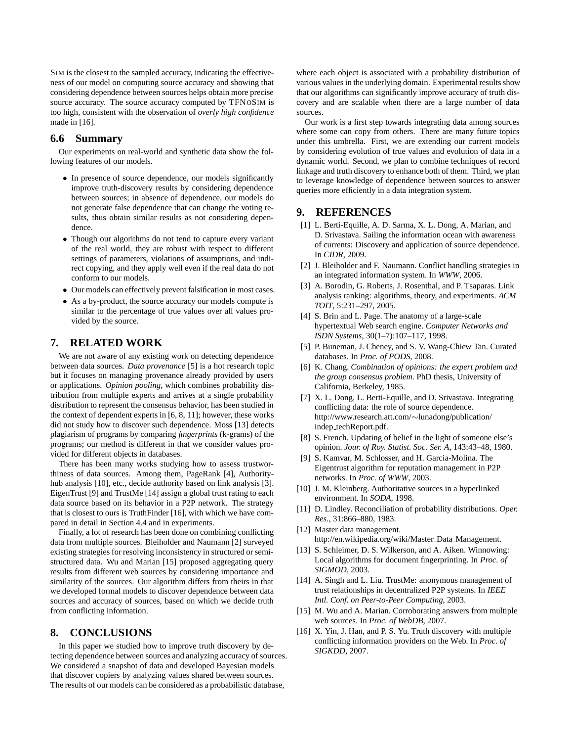SIM is the closest to the sampled accuracy, indicating the effectiveness of our model on computing source accuracy and showing that considering dependence between sources helps obtain more precise source accuracy. The source accuracy computed by TFNOSIM is too high, consistent with the observation of *overly high confidence* made in [16].

## 6.6 Summary

Our experiments on real-world and synthetic data show the following features of our models.

- In presence of source dependence, our models significantly improve truth-discovery results by considering dependence between sources; in absence of dependence, our models do not generate false dependence that can change the voting results, thus obtain similar results as not considering dependence.
- Though our algorithms do not tend to capture every variant of the real world, they are robust with respect to different settings of parameters, violations of assumptions, and indirect copying, and they apply well even if the real data do not conform to our models.
- Our models can effectively prevent falsification in most cases.
- As a by-product, the source accuracy our models compute is similar to the percentage of true values over all values provided by the source.

# 7. RELATED WORK

We are not aware of any existing work on detecting dependence between data sources. *Data provenance* [5] is a hot research topic but it focuses on managing provenance already provided by users or applications. *Opinion pooling*, which combines probability distribution from multiple experts and arrives at a single probability distribution to represent the consensus behavior, has been studied in the context of dependent experts in [6, 8, 11]; however, these works did not study how to discover such dependence. Moss [13] detects plagiarism of programs by comparing *fingerprints* (k-grams) of the programs; our method is different in that we consider values provided for different objects in databases.

There has been many works studying how to assess trustworthiness of data sources. Among them, PageRank [4], Authority-hub analysis [10], etc., decide authority based on link analysis [3]. EigenTrust [9] and TrustMe [14] assign a global trust rating to each data source based on its behavior in a P2P network. The strategy that is closest to ours is TruthFinder [16], with which we have compared in detail in Section 4.4 and in experiments.

Finally, a lot of research has been done on combining conflicting data from multiple sources. Bleiholder and Naumann [2] surveyed existing strategies for resolving inconsistency in structured or semi-structured data. Wu and Marian [15] proposed aggregating query results from different web sources by considering importance and similarity of the sources. Our algorithm differs from theirs in that we developed formal models to discover dependence between data sources and accuracy of sources, based on which we decide truth from conflicting information.

# 8. CONCLUSIONS

In this paper we studied how to improve truth discovery by detecting dependence between sources and analyzing accuracy of sources. We considered a snapshot of data and developed Bayesian models that discover copiers by analyzing values shared between sources. The results of our models can be considered as a probabilistic database, where each object is associated with a probability distribution of various values in the underlying domain. Experimental results show that our algorithms can significantly improve accuracy of truth discovery and are scalable when there are a large number of data sources.

Our work is a first step towards integrating data among sources where some can copy from others. There are many future topics under this umbrella. First, we are extending our current models by considering evolution of true values and evolution of data in a dynamic world. Second, we plan to combine techniques of record linkage and truth discovery to enhance both of them. Third, we plan to leverage knowledge of dependence between sources to answer queries more efficiently in a data integration system.

# 9. REFERENCES

[1] L. Berti-Equille, A. D. Sarma, X. L. Dong, A. Marian, and D. Srivastava. Sailing the information ocean with awareness of currents: Discovery and application of source dependence. In *CIDR*, 2009.

[2] J. Bleiholder and F. Naumann. Conflict handling strategies in an integrated information system. In *WWW*, 2006.

[3] A. Borodin, G. Roberts, J. Rosenthal, and P. Tsaparas. Link analysis ranking: algorithms, theory, and experiments. *ACM TOIT*, 5:231–297, 2005.

[4] S. Brin and L. Page. The anatomy of a large-scale hypertextual Web search engine. *Computer Networks and ISDN Systems*, 30(1–7):107–117, 1998.

[5] P. Buneman, J. Cheney, and S. V. Wang-Chiew Tan. Curated databases. In *Proc. of PODS*, 2008.

[6] K. Chang. *Combination of opinions: the expert problem and the group consensus problem*. PhD thesis, University of California, Berkeley, 1985.

[7] X. L. Dong, L. Berti-Equille, and D. Srivastava. Integrating conflicting data: the role of source dependence. http://www.research.att.com/∼lunadong/publication/indep_techReport.pdf.

[8] S. French. Updating of belief in the light of someone else's opinion. *Jour. of Roy. Statist. Soc. Ser. A*, 143:43–48, 1980.

[9] S. Kamvar, M. Schlosser, and H. Garcia-Molina. The Eigentrust algorithm for reputation management in P2P networks. In *Proc. of WWW*, 2003.

[10] J. M. Kleinberg. Authoritative sources in a hyperlinked environment. In *SODA*, 1998.

[11] D. Lindley. Reconciliation of probability distributions. *Oper. Res.*, 31:866–880, 1983.

[12] Master data management. http://en.wikipedia.org/wiki/Master_Data_Management.

[13] S. Schleimer, D. S. Wilkerson, and A. Aiken. Winnowing: Local algorithms for document fingerprinting. In *Proc. of SIGMOD*, 2003.

[14] A. Singh and L. Liu. TrustMe: anonymous management of trust relationships in decentralized P2P systems. In *IEEE Intl. Conf. on Peer-to-Peer Computing*, 2003.

[15] M. Wu and A. Marian. Corroborating answers from multiple web sources. In *Proc. of WebDB*, 2007.

[16] X. Yin, J. Han, and P. S. Yu. Truth discovery with multiple conflicting information providers on the Web. In *Proc. of SIGKDD*, 2007.